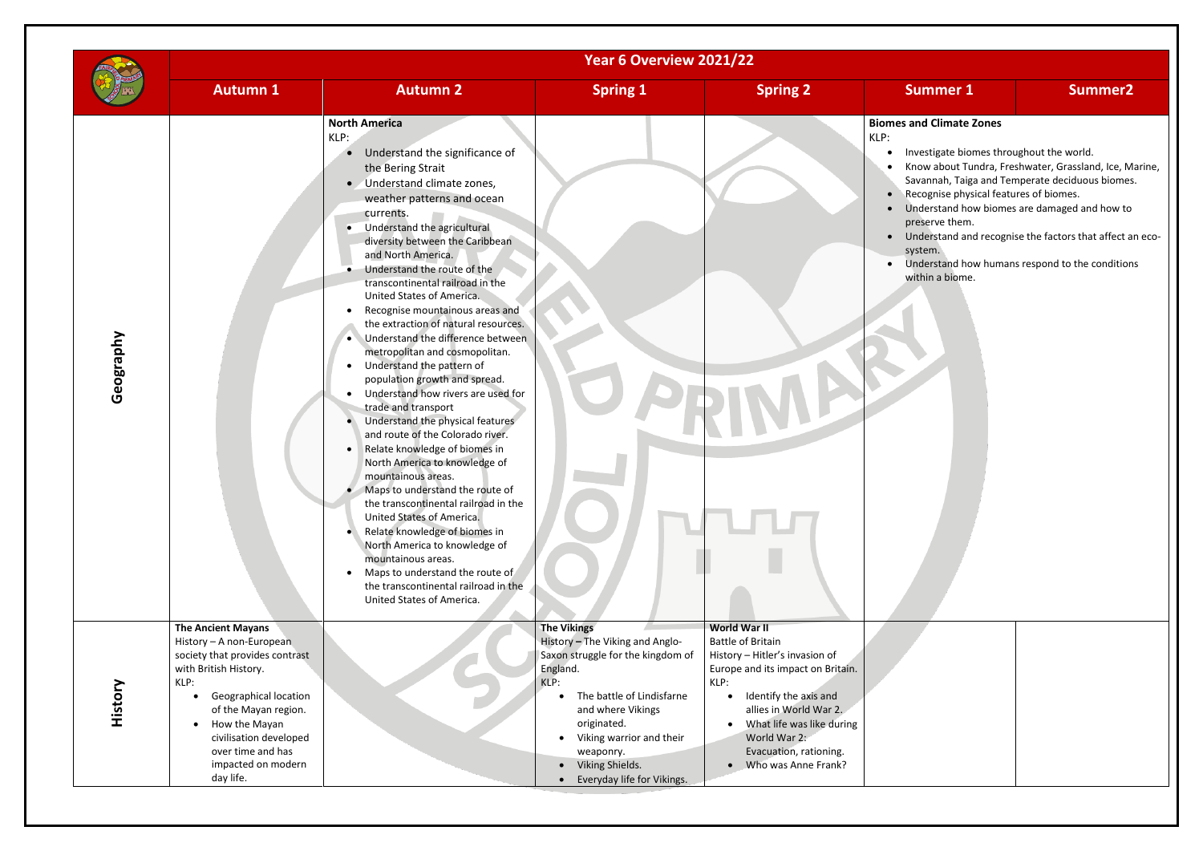# Year 6 Overview 2021/22

| | Autumn 1 | Autumn 2 | Spring 1 | Spring 2 | Summer 1 | Summer2 |
|---|---|---|---|---|---|---|
| **Geography** | | **North America**<br>KLP:<br>• Understand the significance of the Bering Strait<br>• Understand climate zones, weather patterns and ocean currents.<br>• Understand the agricultural diversity between the Caribbean and North America.<br>• Understand the route of the transcontinental railroad in the United States of America.<br>• Recognise mountainous areas and the extraction of natural resources.<br>• Understand the difference between metropolitan and cosmopolitan.<br>• Understand the pattern of population growth and spread.<br>• Understand how rivers are used for trade and transport<br>• Understand the physical features and route of the Colorado river.<br>• Relate knowledge of biomes in North America to knowledge of mountainous areas.<br>• Maps to understand the route of the transcontinental railroad in the United States of America.<br>• Relate knowledge of biomes in North America to knowledge of mountainous areas.<br>• Maps to understand the route of the transcontinental railroad in the United States of America. | | | **Biomes and Climate Zones**<br>KLP:<br>• Investigate biomes throughout the world.<br>• Know about Tundra, Freshwater, Grassland, Ice, Marine, Savannah, Taiga and Temperate deciduous biomes.<br>• Recognise physical features of biomes.<br>• Understand how biomes are damaged and how to preserve them.<br>• Understand and recognise the factors that affect an eco-system.<br>• Understand how humans respond to the conditions within a biome. | |
| **History** | **The Ancient Mayans**<br>History – A non-European society that provides contrast with British History.<br>KLP:<br>• Geographical location of the Mayan region.<br>• How the Mayan civilisation developed over time and has impacted on modern day life. | | **The Vikings**<br>History – The Viking and Anglo-Saxon struggle for the kingdom of England.<br>KLP:<br>• The battle of Lindisfarne and where Vikings originated.<br>• Viking warrior and their weaponry.<br>• Viking Shields.<br>• Everyday life for Vikings. | **World War II**<br>Battle of Britain<br>History – Hitler's invasion of Europe and its impact on Britain.<br>KLP:<br>• Identify the axis and allies in World War 2.<br>• What life was like during World War 2: Evacuation, rationing.<br>• Who was Anne Frank? | | |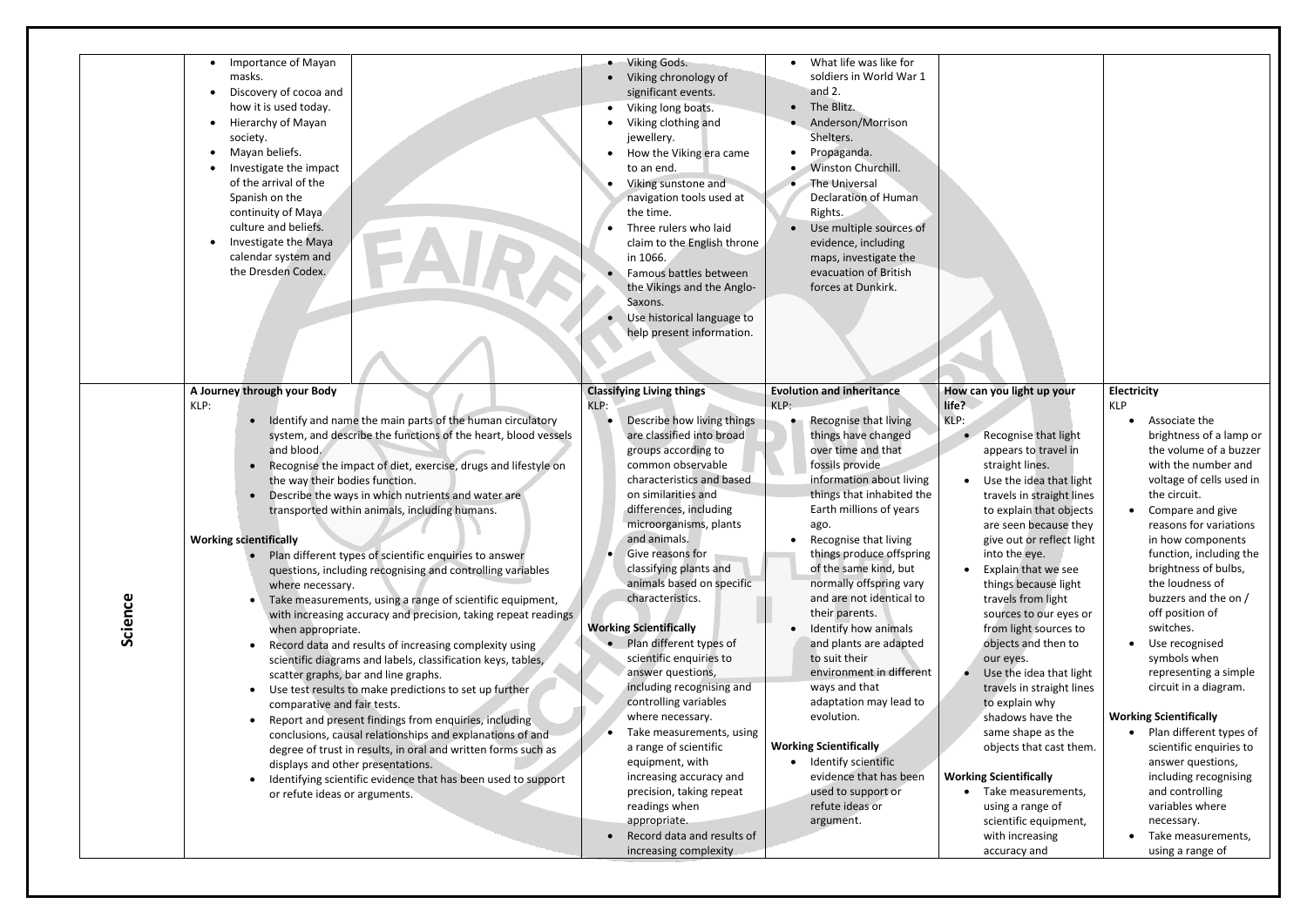| | | | | | | |
|---|---|---|---|---|---|---|
| | • Importance of Mayan masks.<br>• Discovery of cocoa and how it is used today.<br>• Hierarchy of Mayan society.<br>• Mayan beliefs.<br>• Investigate the impact of the arrival of the Spanish on the continuity of Maya culture and beliefs.<br>• Investigate the Maya calendar system and the Dresden Codex. | | • Viking Gods.<br>• Viking chronology of significant events.<br>• Viking long boats.<br>• Viking clothing and jewellery.<br>• How the Viking era came to an end.<br>• Viking sunstone and navigation tools used at the time.<br>• Three rulers who laid claim to the English throne in 1066.<br>• Famous battles between the Vikings and the Anglo-Saxons.<br>• Use historical language to help present information. | • What life was like for soldiers in World War 1 and 2.<br>• The Blitz.<br>• Anderson/Morrison Shelters.<br>• Propaganda.<br>• Winston Churchill.<br>• The Universal Declaration of Human Rights.<br>• Use multiple sources of evidence, including maps, investigate the evacuation of British forces at Dunkirk. | | |
| **Science** | **A Journey through your Body**<br>KLP:<br>• Identify and name the main parts of the human circulatory system, and describe the functions of the heart, blood vessels and blood.<br>• Recognise the impact of diet, exercise, drugs and lifestyle on the way their bodies function.<br>• Describe the ways in which nutrients and water are transported within animals, including humans.<br><br>**Working scientifically**<br>• Plan different types of scientific enquiries to answer questions, including recognising and controlling variables where necessary.<br>• Take measurements, using a range of scientific equipment, with increasing accuracy and precision, taking repeat readings when appropriate.<br>• Record data and results of increasing complexity using scientific diagrams and labels, classification keys, tables, scatter graphs, bar and line graphs.<br>• Use test results to make predictions to set up further comparative and fair tests.<br>• Report and present findings from enquiries, including conclusions, causal relationships and explanations of and degree of trust in results, in oral and written forms such as displays and other presentations.<br>• Identifying scientific evidence that has been used to support or refute ideas or arguments. | | **Classifying Living things**<br>KLP:<br>• Describe how living things are classified into broad groups according to common observable characteristics and based on similarities and differences, including microorganisms, plants and animals.<br>• Give reasons for classifying plants and animals based on specific characteristics.<br><br>**Working Scientifically**<br>• Plan different types of scientific enquiries to answer questions, including recognising and controlling variables where necessary.<br>• Take measurements, using a range of scientific equipment, with increasing accuracy and precision, taking repeat readings when appropriate.<br>• Record data and results of increasing complexity | **Evolution and inheritance**<br>KLP:<br>• Recognise that living things have changed over time and that fossils provide information about living things that inhabited the Earth millions of years ago.<br>• Recognise that living things produce offspring of the same kind, but normally offspring vary and are not identical to their parents.<br>• Identify how animals and plants are adapted to suit their environment in different ways and that adaptation may lead to evolution.<br><br>**Working Scientifically**<br>• Identify scientific evidence that has been used to support or refute ideas or argument. | **How can you light up your life?**<br>KLP:<br>• Recognise that light appears to travel in straight lines.<br>• Use the idea that light travels in straight lines to explain that objects are seen because they give out or reflect light into the eye.<br>• Explain that we see things because light travels from light sources to our eyes or from light sources to objects and then to our eyes.<br>• Use the idea that light travels in straight lines to explain why shadows have the same shape as the objects that cast them.<br><br>**Working Scientifically**<br>• Take measurements, using a range of scientific equipment, with increasing accuracy and | **Electricity**<br>KLP<br>• Associate the brightness of a lamp or the volume of a buzzer with the number and voltage of cells used in the circuit.<br>• Compare and give reasons for variations in how components function, including the brightness of bulbs, the loudness of buzzers and the on / off position of switches.<br>• Use recognised symbols when representing a simple circuit in a diagram.<br><br>**Working Scientifically**<br>• Plan different types of scientific enquiries to answer questions, including recognising and controlling variables where necessary.<br>• Take measurements, using a range of |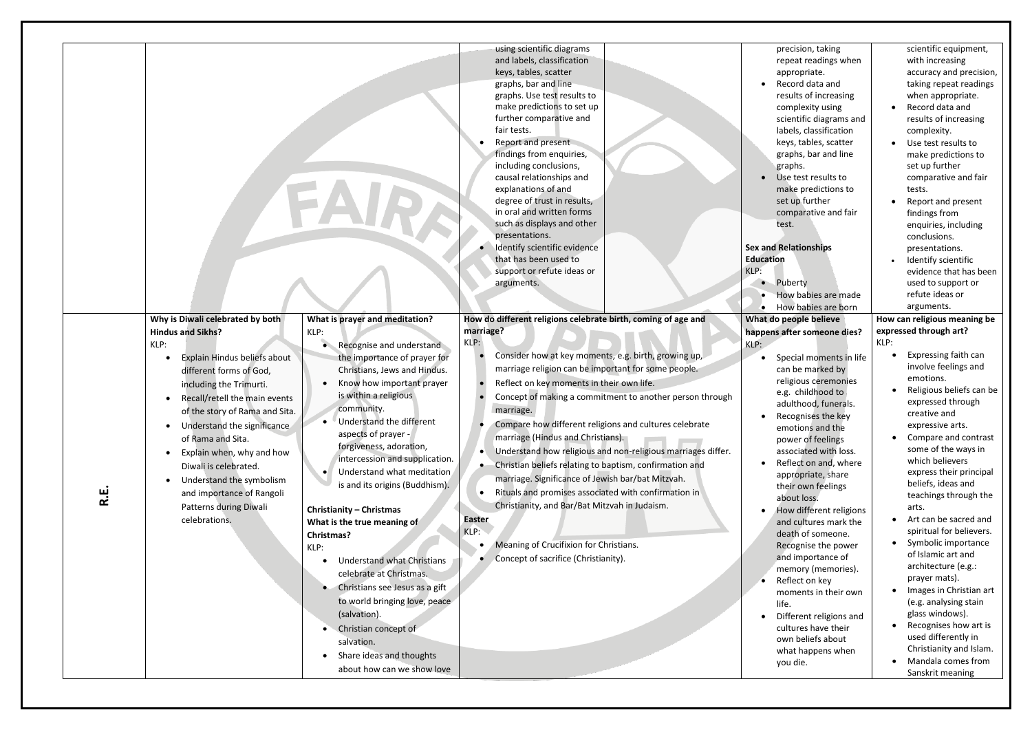| | | | | | | |
|---|---|---|---|---|---|---|
| | | | • using scientific diagrams and labels, classification keys, tables, scatter graphs, bar and line graphs. Use test results to make predictions to set up further comparative and fair tests.<br>• Report and present findings from enquiries, including conclusions, causal relationships and explanations of and degree of trust in results, in oral and written forms such as displays and other presentations.<br>• Identify scientific evidence that has been used to support or refute ideas or arguments. | | precision, taking repeat readings when appropriate.<br>• Record data and results of increasing complexity using scientific diagrams and labels, classification keys, tables, scatter graphs, bar and line graphs.<br>• Use test results to make predictions to set up further comparative and fair test.<br><br>**Sex and Relationships Education**<br>KLP:<br>• Puberty<br>• How babies are made<br>• How babies are born | scientific equipment, with increasing accuracy and precision, taking repeat readings when appropriate.<br>• Record data and results of increasing complexity.<br>• Use test results to make predictions to set up further comparative and fair tests.<br>• Report and present findings from enquiries, including conclusions. presentations.<br>• Identify scientific evidence that has been used to support or refute ideas or arguments. |
| **R.E.** | **Why is Diwali celebrated by both Hindus and Sikhs?**<br>KLP:<br>• Explain Hindus beliefs about different forms of God, including the Trimurti.<br>• Recall/retell the main events of the story of Rama and Sita.<br>• Understand the significance of Rama and Sita.<br>• Explain when, why and how Diwali is celebrated.<br>• Understand the symbolism and importance of Rangoli Patterns during Diwali celebrations. | **What is prayer and meditation?**<br>KLP:<br>• Recognise and understand the importance of prayer for Christians, Jews and Hindus.<br>• Know how important prayer is within a religious community.<br>• Understand the different aspects of prayer - forgiveness, adoration, intercession and supplication.<br>• Understand what meditation is and its origins (Buddhism).<br><br>**Christianity – Christmas**<br>**What is the true meaning of Christmas?**<br>KLP:<br>• Understand what Christians celebrate at Christmas.<br>• Christians see Jesus as a gift to world bringing love, peace (salvation).<br>• Christian concept of salvation.<br>• Share ideas and thoughts about how can we show love | **How do different religions celebrate birth, coming of age and marriage?**<br>KLP:<br>• Consider how at key moments, e.g. birth, growing up, marriage religion can be important for some people.<br>• Reflect on key moments in their own life.<br>• Concept of making a commitment to another person through marriage.<br>• Compare how different religions and cultures celebrate marriage (Hindus and Christians).<br>• Understand how religious and non-religious marriages differ.<br>• Christian beliefs relating to baptism, confirmation and marriage. Significance of Jewish bar/bat Mitzvah.<br>• Rituals and promises associated with confirmation in Christianity, and Bar/Bat Mitzvah in Judaism.<br><br>**Easter**<br>KLP:<br>• Meaning of Crucifixion for Christians.<br>• Concept of sacrifice (Christianity). | | **What do people believe happens after someone dies?**<br>KLP:<br>• Special moments in life can be marked by religious ceremonies e.g. childhood to adulthood, funerals.<br>• Recognises the key emotions and the power of feelings associated with loss.<br>• Reflect on and, where appropriate, share their own feelings about loss.<br>• How different religions and cultures mark the death of someone. Recognise the power and importance of memory (memories).<br>• Reflect on key moments in their own life.<br>• Different religions and cultures have their own beliefs about what happens when you die. | **How can religious meaning be expressed through art?**<br>KLP:<br>• Expressing faith can involve feelings and emotions.<br>• Religious beliefs can be expressed through creative and expressive arts.<br>• Compare and contrast some of the ways in which believers express their principal beliefs, ideas and teachings through the arts.<br>• Art can be sacred and spiritual for believers.<br>• Symbolic importance of Islamic art and architecture (e.g.: prayer mats).<br>• Images in Christian art (e.g. analysing stain glass windows).<br>• Recognises how art is used differently in Christianity and Islam.<br>• Mandala comes from Sanskrit meaning |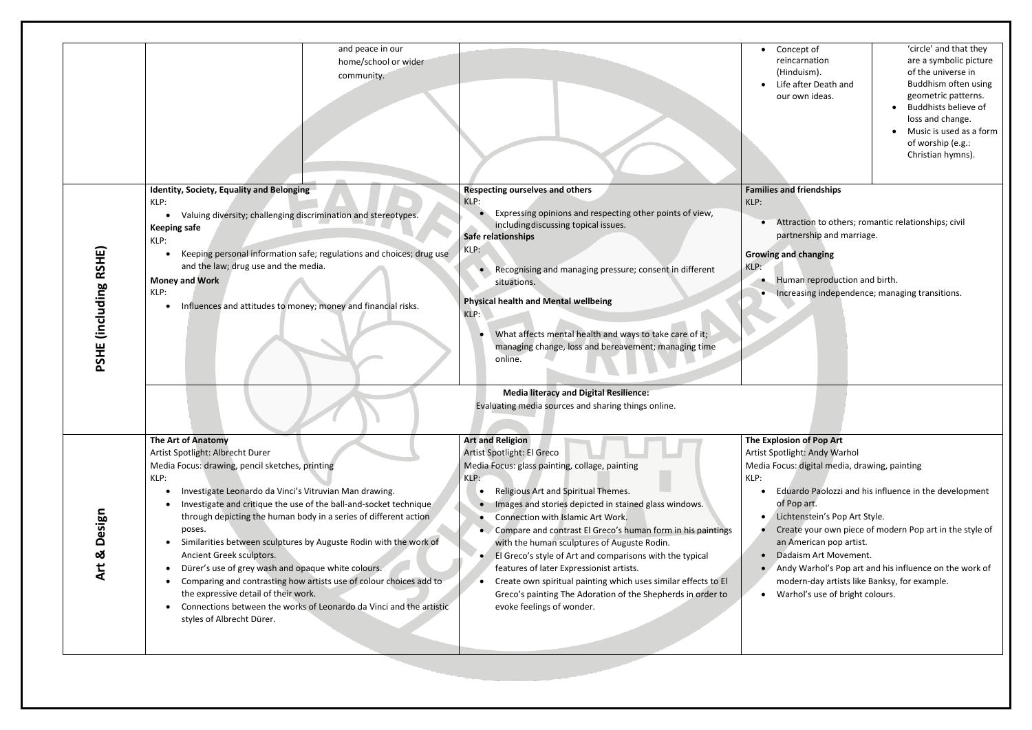| | | | | | |
|---|---|---|---|---|---|
| | | and peace in our home/school or wider community. | | • Concept of reincarnation (Hinduism).<br>• Life after Death and our own ideas. | 'circle' and that they are a symbolic picture of the universe in Buddhism often using geometric patterns.<br>• Buddhists believe of loss and change.<br>• Music is used as a form of worship (e.g.: Christian hymns). |
| **PSHE (including RSHE)** | **Identity, Society, Equality and Belonging**<br>KLP:<br>• Valuing diversity; challenging discrimination and stereotypes.<br>**Keeping safe**<br>KLP:<br>• Keeping personal information safe; regulations and choices; drug use and the law; drug use and the media.<br>**Money and Work**<br>KLP:<br>• Influences and attitudes to money; money and financial risks. | | **Respecting ourselves and others**<br>KLP:<br>• Expressing opinions and respecting other points of view, including discussing topical issues.<br>**Safe relationships**<br>KLP:<br>• Recognising and managing pressure; consent in different situations.<br>**Physical health and Mental wellbeing**<br>KLP:<br>• What affects mental health and ways to take care of it; managing change, loss and bereavement; managing time online. | **Families and friendships**<br>KLP:<br>• Attraction to others; romantic relationships; civil partnership and marriage.<br>**Growing and changing**<br>KLP:<br>• Human reproduction and birth.<br>• Increasing independence; managing transitions. | |
| | **Media literacy and Digital Resilience:**<br>Evaluating media sources and sharing things online. | | | | |
| **Art & Design** | **The Art of Anatomy**<br>Artist Spotlight: Albrecht Durer<br>Media Focus: drawing, pencil sketches, printing<br>KLP:<br>• Investigate Leonardo da Vinci's Vitruvian Man drawing.<br>• Investigate and critique the use of the ball-and-socket technique through depicting the human body in a series of different action poses.<br>• Similarities between sculptures by Auguste Rodin with the work of Ancient Greek sculptors.<br>• Dürer's use of grey wash and opaque white colours.<br>• Comparing and contrasting how artists use of colour choices add to the expressive detail of their work.<br>• Connections between the works of Leonardo da Vinci and the artistic styles of Albrecht Dürer. | | **Art and Religion**<br>Artist Spotlight: El Greco<br>Media Focus: glass painting, collage, painting<br>KLP:<br>• Religious Art and Spiritual Themes.<br>• Images and stories depicted in stained glass windows.<br>• Connection with Islamic Art Work.<br>• Compare and contrast El Greco's human form in his paintings with the human sculptures of Auguste Rodin.<br>• El Greco's style of Art and comparisons with the typical features of later Expressionist artists.<br>• Create own spiritual painting which uses similar effects to El Greco's painting The Adoration of the Shepherds in order to evoke feelings of wonder. | **The Explosion of Pop Art**<br>Artist Spotlight: Andy Warhol<br>Media Focus: digital media, drawing, painting<br>KLP:<br>• Eduardo Paolozzi and his influence in the development of Pop art.<br>• Lichtenstein's Pop Art Style.<br>• Create your own piece of modern Pop art in the style of an American pop artist.<br>• Dadaism Art Movement.<br>• Andy Warhol's Pop art and his influence on the work of modern-day artists like Banksy, for example.<br>• Warhol's use of bright colours. | |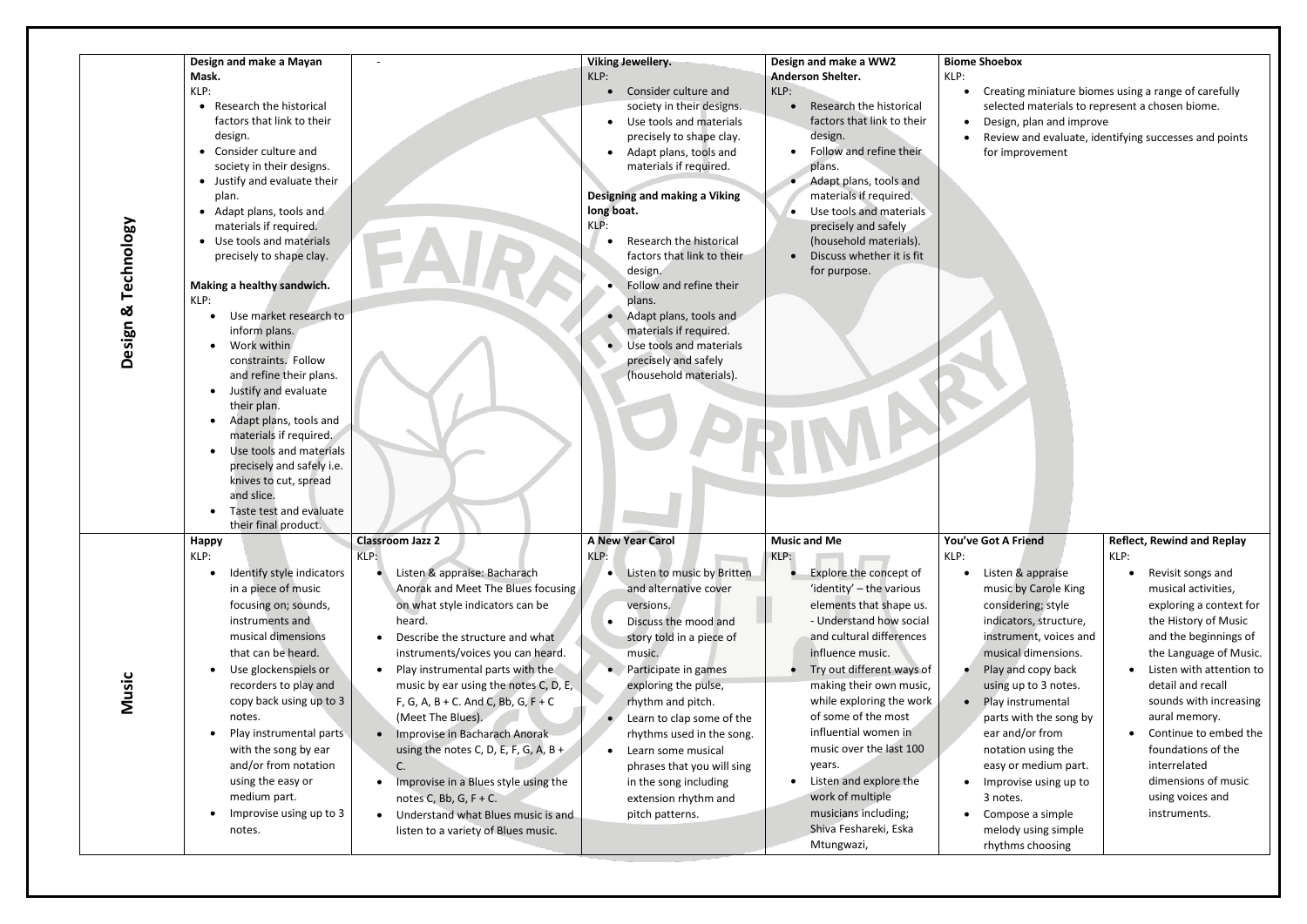| | | | | | | |
|---|---|---|---|---|---|---|
| **Design & Technology** | **Design and make a Mayan Mask.**<br>KLP:<br>• Research the historical factors that link to their design.<br>• Consider culture and society in their designs.<br>• Justify and evaluate their plan.<br>• Adapt plans, tools and materials if required.<br>• Use tools and materials precisely to shape clay.<br><br>**Making a healthy sandwich.**<br>KLP:<br>• Use market research to inform plans.<br>• Work within constraints. Follow and refine their plans.<br>• Justify and evaluate their plan.<br>• Adapt plans, tools and materials if required.<br>• Use tools and materials precisely and safely i.e. knives to cut, spread and slice.<br>• Taste test and evaluate their final product. | - | **Viking Jewellery.**<br>KLP:<br>• Consider culture and society in their designs.<br>• Use tools and materials precisely to shape clay.<br>• Adapt plans, tools and materials if required.<br><br>**Designing and making a Viking long boat.**<br>KLP:<br>• Research the historical factors that link to their design.<br>• Follow and refine their plans.<br>• Adapt plans, tools and materials if required.<br>• Use tools and materials precisely and safely (household materials). | **Design and make a WW2 Anderson Shelter.**<br>KLP:<br>• Research the historical factors that link to their design.<br>• Follow and refine their plans.<br>• Adapt plans, tools and materials if required.<br>• Use tools and materials precisely and safely (household materials).<br>• Discuss whether it is fit for purpose. | **Biome Shoebox**<br>KLP:<br>• Creating miniature biomes using a range of carefully selected materials to represent a chosen biome.<br>• Design, plan and improve<br>• Review and evaluate, identifying successes and points for improvement | |
| **Music** | **Happy**<br>KLP:<br>• Identify style indicators in a piece of music focusing on; sounds, instruments and musical dimensions that can be heard.<br>• Use glockenspiels or recorders to play and copy back using up to 3 notes.<br>• Play instrumental parts with the song by ear and/or from notation using the easy or medium part.<br>• Improvise using up to 3 notes. | **Classroom Jazz 2**<br>KLP:<br>• Listen & appraise: Bacharach Anorak and Meet The Blues focusing on what style indicators can be heard.<br>• Describe the structure and what instruments/voices you can heard.<br>• Play instrumental parts with the music by ear using the notes C, D, E, F, G, A, B + C. And C, Bb, G, F + C (Meet The Blues).<br>• Improvise in Bacharach Anorak using the notes C, D, E, F, G, A, B + C.<br>• Improvise in a Blues style using the notes C, Bb, G, F + C.<br>• Understand what Blues music is and listen to a variety of Blues music. | **A New Year Carol**<br>KLP:<br>• Listen to music by Britten and alternative cover versions.<br>• Discuss the mood and story told in a piece of music.<br>• Participate in games exploring the pulse, rhythm and pitch.<br>• Learn to clap some of the rhythms used in the song.<br>• Learn some musical phrases that you will sing in the song including extension rhythm and pitch patterns. | **Music and Me**<br>KLP:<br>• Explore the concept of 'identity' – the various elements that shape us. - Understand how social and cultural differences influence music.<br>• Try out different ways of making their own music, while exploring the work of some of the most influential women in music over the last 100 years.<br>• Listen and explore the work of multiple musicians including; Shiva Feshareki, Eska Mtungwazi, | **You've Got A Friend**<br>KLP:<br>• Listen & appraise music by Carole King considering; style indicators, structure, instrument, voices and musical dimensions.<br>• Play and copy back using up to 3 notes.<br>• Play instrumental parts with the song by ear and/or from notation using the easy or medium part.<br>• Improvise using up to 3 notes.<br>• Compose a simple melody using simple rhythms choosing | **Reflect, Rewind and Replay**<br>KLP:<br>• Revisit songs and musical activities, exploring a context for the History of Music and the beginnings of the Language of Music.<br>• Listen with attention to detail and recall sounds with increasing aural memory.<br>• Continue to embed the foundations of the interrelated dimensions of music using voices and instruments. |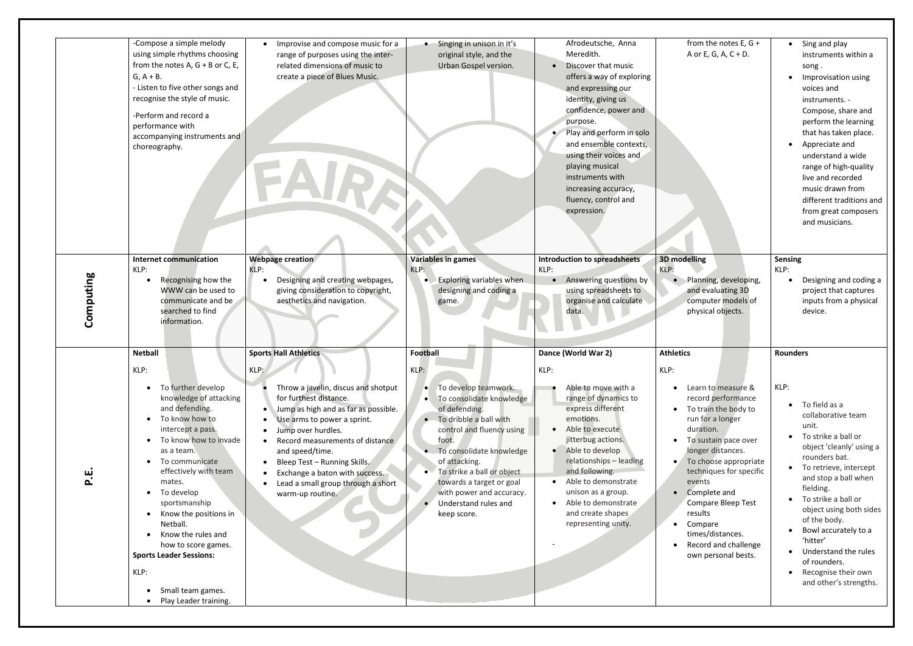| | | | | | | |
|---|---|---|---|---|---|---|
| | -Compose a simple melody using simple rhythms choosing from the notes A, G + B or C, E, G, A + B.<br>- Listen to five other songs and recognise the style of music.<br>-Perform and record a performance with accompanying instruments and choreography. | • Improvise and compose music for a range of purposes using the inter-related dimensions of music to create a piece of Blues Music. | • Singing in unison in it's original style, and the Urban Gospel version. | Afrodeutsche, Anna Meredith.<br>• Discover that music offers a way of exploring and expressing our identity, giving us confidence, power and purpose.<br>• Play and perform in solo and ensemble contexts, using their voices and playing musical instruments with increasing accuracy, fluency, control and expression. | from the notes E, G + A or E, G, A, C + D. | • Sing and play instruments within a song .<br>• Improvisation using voices and instruments. - Compose, share and perform the learning that has taken place.<br>• Appreciate and understand a wide range of high-quality live and recorded music drawn from different traditions and from great composers and musicians. |
| **Computing** | **Internet communication**<br>KLP:<br>• Recognising how the WWW can be used to communicate and be searched to find information. | **Webpage creation**<br>KLP:<br>• Designing and creating webpages, giving consideration to copyright, aesthetics and navigation. | **Variables in games**<br>KLP:<br>• Exploring variables when designing and coding a game. | **Introduction to spreadsheets**<br>KLP:<br>• Answering questions by using spreadsheets to organise and calculate data. | **3D modelling**<br>KLP:<br>• Planning, developing, and evaluating 3D computer models of physical objects. | **Sensing**<br>KLP:<br>• Designing and coding a project that captures inputs from a physical device. |
| **P.E.** | **Netball**<br>KLP:<br>• To further develop knowledge of attacking and defending.<br>• To know how to intercept a pass.<br>• To know how to invade as a team.<br>• To communicate effectively with team mates.<br>• To develop sportsmanship<br>• Know the positions in Netball.<br>• Know the rules and how to score games.<br>**Sports Leader Sessions:**<br>KLP:<br>• Small team games.<br>• Play Leader training. | **Sports Hall Athletics**<br>KLP:<br>• Throw a javelin, discus and shotput for furthest distance.<br>• Jump as high and as far as possible.<br>• Use arms to power a sprint.<br>• Jump over hurdles.<br>• Record measurements of distance and speed/time.<br>• Bleep Test – Running Skills.<br>• Exchange a baton with success.<br>• Lead a small group through a short warm-up routine. | **Football**<br>KLP:<br>• To develop teamwork.<br>• To consolidate knowledge of defending.<br>• To dribble a ball with control and fluency using foot.<br>• To consolidate knowledge of attacking.<br>• To strike a ball or object towards a target or goal with power and accuracy.<br>• Understand rules and keep score. | **Dance (World War 2)**<br>KLP:<br>• Able to move with a range of dynamics to express different emotions.<br>• Able to execute jitterbug actions.<br>• Able to develop relationships – leading and following.<br>• Able to demonstrate unison as a group.<br>• Able to demonstrate and create shapes representing unity.<br>- | **Athletics**<br>KLP:<br>• Learn to measure & record performance<br>• To train the body to run for a longer duration.<br>• To sustain pace over longer distances.<br>• To choose appropriate techniques for specific events<br>• Complete and Compare Bleep Test results<br>• Compare times/distances.<br>• Record and challenge own personal bests. | **Rounders**<br>KLP:<br>• To field as a collaborative team unit.<br>• To strike a ball or object 'cleanly' using a rounders bat.<br>• To retrieve, intercept and stop a ball when fielding.<br>• To strike a ball or object using both sides of the body.<br>• Bowl accurately to a 'hitter'<br>• Understand the rules of rounders.<br>• Recognise their own and other's strengths. |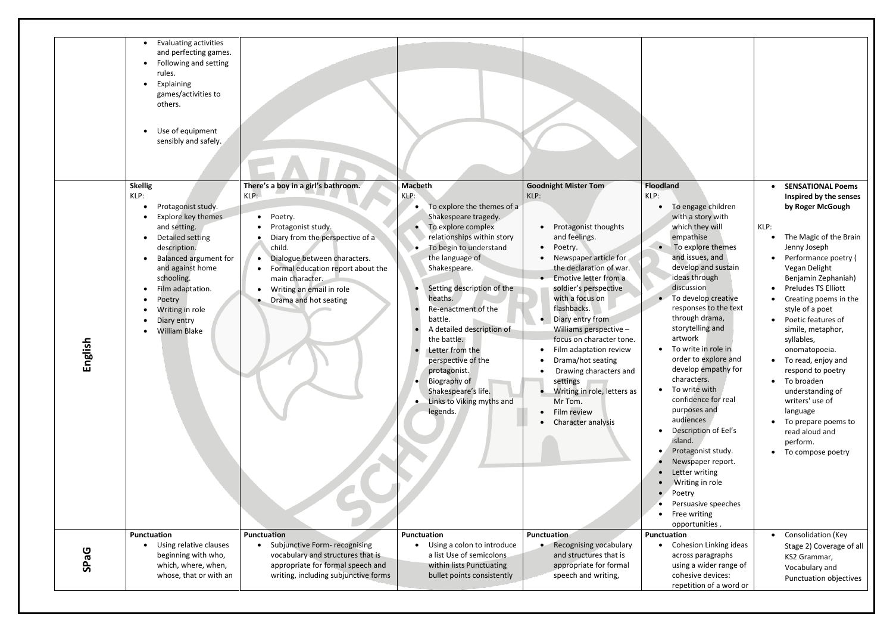| | | | | | | |
|---|---|---|---|---|---|---|
| | • Evaluating activities and perfecting games.<br>• Following and setting rules.<br>• Explaining games/activities to others.<br><br>• Use of equipment sensibly and safely. | | | | | |
| **English** | **Skellig**<br>KLP:<br>• Protagonist study.<br>• Explore key themes and setting.<br>• Detailed setting description.<br>• Balanced argument for and against home schooling.<br>• Film adaptation.<br>• Poetry<br>• Writing in role<br>• Diary entry<br>• William Blake | **There's a boy in a girl's bathroom.**<br>KLP:<br>• Poetry.<br>• Protagonist study.<br>• Diary from the perspective of a child.<br>• Dialogue between characters.<br>• Formal education report about the main character.<br>• Writing an email in role<br>• Drama and hot seating | **Macbeth**<br>KLP:<br>• To explore the themes of a Shakespeare tragedy.<br>• To explore complex relationships within story<br>• To begin to understand the language of Shakespeare.<br>• Setting description of the heaths.<br>• Re-enactment of the battle.<br>• A detailed description of the battle.<br>• Letter from the perspective of the protagonist.<br>• Biography of Shakespeare's life.<br>• Links to Viking myths and legends. | **Goodnight Mister Tom**<br>KLP:<br>• Protagonist thoughts and feelings.<br>• Poetry.<br>• Newspaper article for the declaration of war.<br>• Emotive letter from a soldier's perspective with a focus on flashbacks.<br>• Diary entry from Williams perspective – focus on character tone.<br>• Film adaptation review<br>• Drama/hot seating<br>• Drawing characters and settings<br>• Writing in role, letters as Mr Tom.<br>• Film review<br>• Character analysis | **Floodland**<br>KLP:<br>• To engage children with a story with which they will empathise<br>• To explore themes and issues, and develop and sustain ideas through discussion<br>• To develop creative responses to the text through drama, storytelling and artwork<br>• To write in role in order to explore and develop empathy for characters.<br>• To write with confidence for real purposes and audiences<br>• Description of Eel's island.<br>• Protagonist study.<br>• Newspaper report.<br>• Letter writing<br>• Writing in role<br>• Poetry<br>• Persuasive speeches<br>• Free writing opportunities . | • **SENSATIONAL Poems Inspired by the senses by Roger McGough**<br><br>KLP:<br>• The Magic of the Brain Jenny Joseph<br>• Performance poetry ( Vegan Delight Benjamin Zephaniah)<br>• Preludes TS Elliott<br>• Creating poems in the style of a poet<br>• Poetic features of simile, metaphor, syllables, onomatopoeia.<br>• To read, enjoy and respond to poetry<br>• To broaden understanding of writers' use of language<br>• To prepare poems to read aloud and perform.<br>• To compose poetry |
| **SPaG** | **Punctuation**<br>• Using relative clauses beginning with who, which, where, when, whose, that or with an | **Punctuation**<br>• Subjunctive Form- recognising vocabulary and structures that is appropriate for formal speech and writing, including subjunctive forms | **Punctuation**<br>• Using a colon to introduce a list Use of semicolons within lists Punctuating bullet points consistently | **Punctuation**<br>• Recognising vocabulary and structures that is appropriate for formal speech and writing, | **Punctuation**<br>• Cohesion Linking ideas across paragraphs using a wider range of cohesive devices: repetition of a word or | • Consolidation (Key Stage 2) Coverage of all KS2 Grammar, Vocabulary and Punctuation objectives |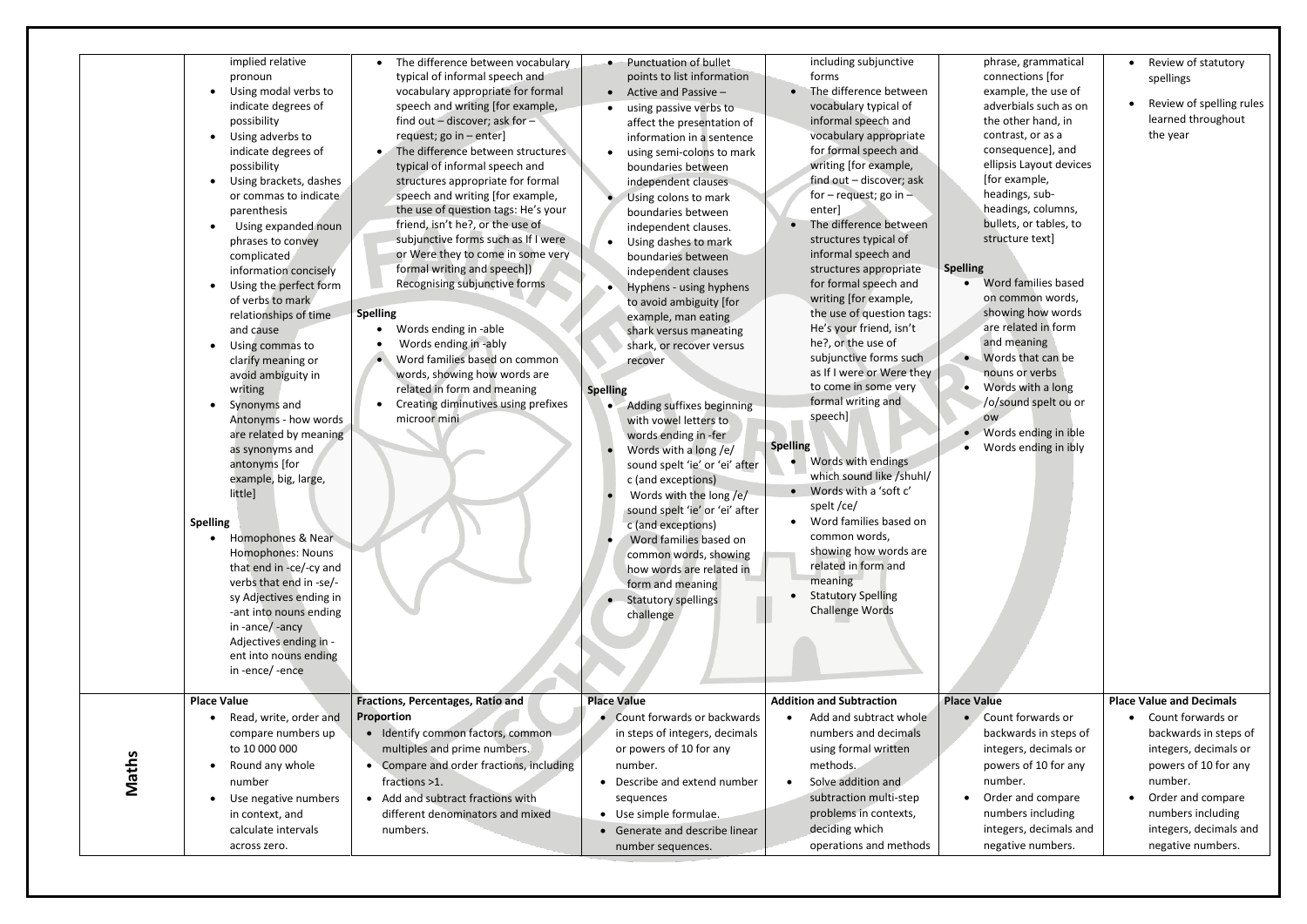| | | | | | | |
|---|---|---|---|---|---|---|
| | • implied relative pronoun<br>• Using modal verbs to indicate degrees of possibility<br>• Using adverbs to indicate degrees of possibility<br>• Using brackets, dashes or commas to indicate parenthesis<br>• Using expanded noun phrases to convey complicated information concisely<br>• Using the perfect form of verbs to mark relationships of time and cause<br>• Using commas to clarify meaning or avoid ambiguity in writing<br>• Synonyms and Antonyms - how words are related by meaning as synonyms and antonyms [for example, big, large, little]<br><br>**Spelling**<br>• Homophones & Near Homophones: Nouns that end in -ce/-cy and verbs that end in -se/-sy Adjectives ending in -ant into nouns ending in -ance/ -ancy Adjectives ending in -ent into nouns ending in -ence/ -ence | • The difference between vocabulary typical of informal speech and vocabulary appropriate for formal speech and writing [for example, find out – discover; ask for – request; go in – enter]<br>• The difference between structures typical of informal speech and structures appropriate for formal speech and writing [for example, the use of question tags: He's your friend, isn't he?, or the use of subjunctive forms such as If I were or Were they to come in some very formal writing and speech])<br>Recognising subjunctive forms<br><br>**Spelling**<br>• Words ending in -able<br>• Words ending in -ably<br>• Word families based on common words, showing how words are related in form and meaning<br>• Creating diminutives using prefixes microor mini | • Punctuation of bullet points to list information<br>• Active and Passive –<br>• using passive verbs to affect the presentation of information in a sentence<br>• using semi-colons to mark boundaries between independent clauses<br>• Using colons to mark boundaries between independent clauses.<br>• Using dashes to mark boundaries between independent clauses<br>• Hyphens - using hyphens to avoid ambiguity [for example, man eating shark versus maneating shark, or recover versus recover<br><br>**Spelling**<br>• Adding suffixes beginning with vowel letters to words ending in -fer<br>• Words with a long /e/ sound spelt 'ie' or 'ei' after c (and exceptions)<br>• Words with the long /e/ sound spelt 'ie' or 'ei' after c (and exceptions)<br>• Word families based on common words, showing how words are related in form and meaning<br>• Statutory spellings challenge | including subjunctive forms<br>• The difference between vocabulary typical of informal speech and vocabulary appropriate for formal speech and writing [for example, find out – discover; ask for – request; go in – enter]<br>• The difference between structures typical of informal speech and structures appropriate for formal speech and writing [for example, the use of question tags: He's your friend, isn't he?, or the use of subjunctive forms such as If I were or Were they to come in some very formal writing and speech]<br><br>**Spelling**<br>• Words with endings which sound like /shuhl/<br>• Words with a 'soft c' spelt /ce/<br>• Word families based on common words, showing how words are related in form and meaning<br>• Statutory Spelling Challenge Words | phrase, grammatical connections [for example, the use of adverbials such as on the other hand, in contrast, or as a consequence], and ellipsis Layout devices [for example, headings, sub-headings, columns, bullets, or tables, to structure text]<br><br>**Spelling**<br>• Word families based on common words, showing how words are related in form and meaning<br>• Words that can be nouns or verbs<br>• Words with a long /o/sound spelt ou or ow<br>• Words ending in ible<br>• Words ending in ibly | • Review of statutory spellings<br>• Review of spelling rules learned throughout the year |
| **Maths** | **Place Value**<br>• Read, write, order and compare numbers up to 10 000 000<br>• Round any whole number<br>• Use negative numbers in context, and calculate intervals across zero. | **Fractions, Percentages, Ratio and Proportion**<br>• Identify common factors, common multiples and prime numbers.<br>• Compare and order fractions, including fractions >1.<br>• Add and subtract fractions with different denominators and mixed numbers. | **Place Value**<br>• Count forwards or backwards in steps of integers, decimals or powers of 10 for any number.<br>• Describe and extend number sequences<br>• Use simple formulae.<br>• Generate and describe linear number sequences. | **Addition and Subtraction**<br>• Add and subtract whole numbers and decimals using formal written methods.<br>• Solve addition and subtraction multi-step problems in contexts, deciding which operations and methods | **Place Value**<br>• Count forwards or backwards in steps of integers, decimals or powers of 10 for any number.<br>• Order and compare numbers including integers, decimals and negative numbers. | **Place Value and Decimals**<br>• Count forwards or backwards in steps of integers, decimals or powers of 10 for any number.<br>• Order and compare numbers including integers, decimals and negative numbers. |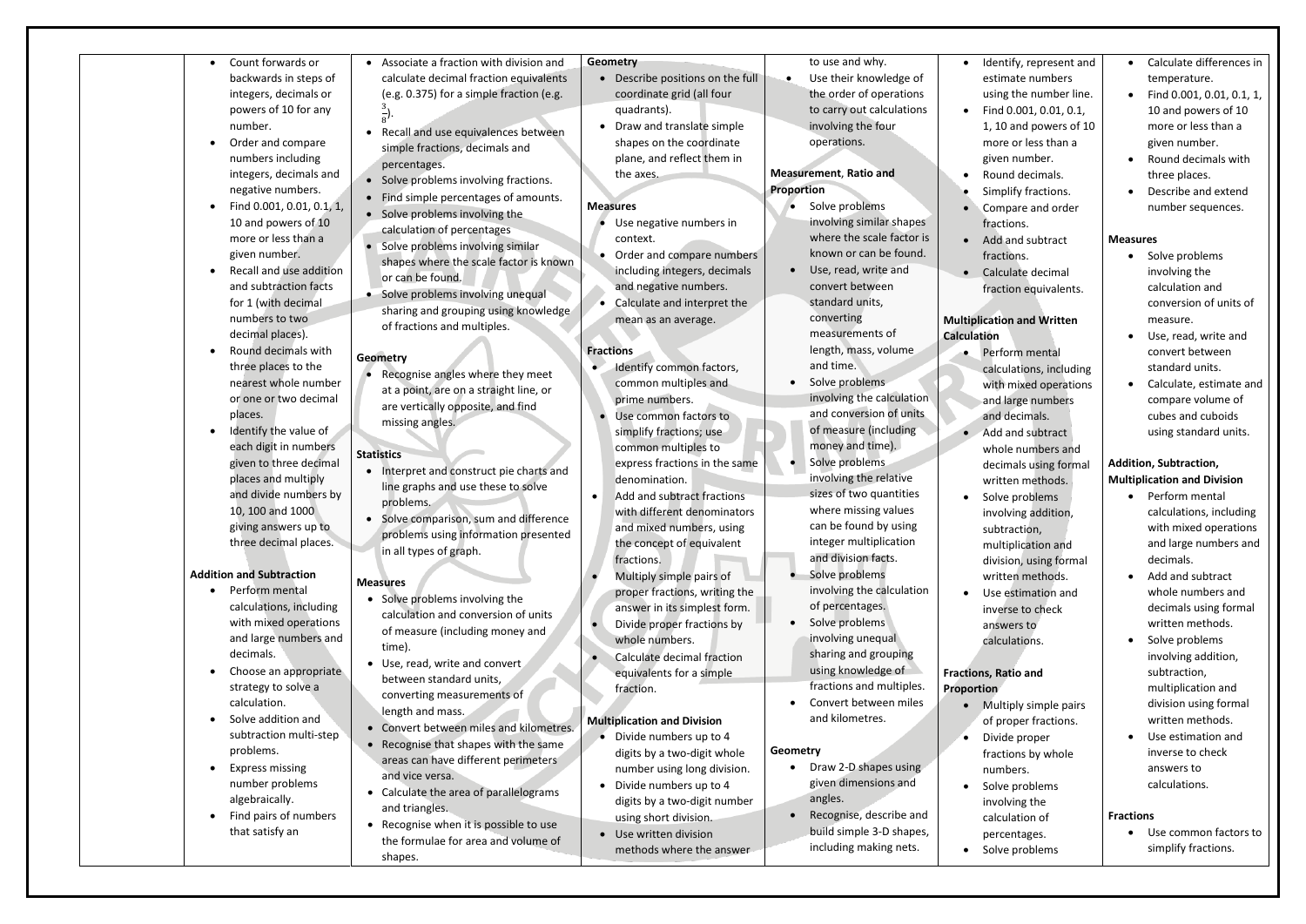| | | | | | | |
|---|---|---|---|---|---|---|
| | • Count forwards or backwards in steps of integers, decimals or powers of 10 for any number.<br>• Order and compare numbers including integers, decimals and negative numbers.<br>• Find 0.001, 0.01, 0.1, 1, 10 and powers of 10 more or less than a given number.<br>• Recall and use addition and subtraction facts for 1 (with decimal numbers to two decimal places).<br>• Round decimals with three places to the nearest whole number or one or two decimal places.<br>• Identify the value of each digit in numbers given to three decimal places and multiply and divide numbers by 10, 100 and 1000 giving answers up to three decimal places.<br><br>**Addition and Subtraction**<br>• Perform mental calculations, including with mixed operations and large numbers and decimals.<br>• Choose an appropriate strategy to solve a calculation.<br>• Solve addition and subtraction multi-step problems.<br>• Express missing number problems algebraically.<br>• Find pairs of numbers that satisfy an | • Associate a fraction with division and calculate decimal fraction equivalents (e.g. 0.375) for a simple fraction (e.g. $\frac{3}{8}$).<br>• Recall and use equivalences between simple fractions, decimals and percentages.<br>• Solve problems involving fractions.<br>• Find simple percentages of amounts.<br>• Solve problems involving the calculation of percentages<br>• Solve problems involving similar shapes where the scale factor is known or can be found.<br>• Solve problems involving unequal sharing and grouping using knowledge of fractions and multiples.<br><br>**Geometry**<br>• Recognise angles where they meet at a point, are on a straight line, or are vertically opposite, and find missing angles.<br><br>**Statistics**<br>• Interpret and construct pie charts and line graphs and use these to solve problems.<br>• Solve comparison, sum and difference problems using information presented in all types of graph.<br><br>**Measures**<br>• Solve problems involving the calculation and conversion of units of measure (including money and time).<br>• Use, read, write and convert between standard units, converting measurements of length and mass.<br>• Convert between miles and kilometres.<br>• Recognise that shapes with the same areas can have different perimeters and vice versa.<br>• Calculate the area of parallelograms and triangles.<br>• Recognise when it is possible to use the formulae for area and volume of shapes. | **Geometry**<br>• Describe positions on the full coordinate grid (all four quadrants).<br>• Draw and translate simple shapes on the coordinate plane, and reflect them in the axes.<br><br>**Measures**<br>• Use negative numbers in context.<br>• Order and compare numbers including integers, decimals and negative numbers.<br>• Calculate and interpret the mean as an average.<br><br>**Fractions**<br>• Identify common factors, common multiples and prime numbers.<br>• Use common factors to simplify fractions; use common multiples to express fractions in the same denomination.<br>• Add and subtract fractions with different denominators and mixed numbers, using the concept of equivalent fractions.<br>• Multiply simple pairs of proper fractions, writing the answer in its simplest form.<br>• Divide proper fractions by whole numbers.<br>• Calculate decimal fraction equivalents for a simple fraction.<br><br>**Multiplication and Division**<br>• Divide numbers up to 4 digits by a two-digit whole number using long division.<br>• Divide numbers up to 4 digits by a two-digit number using short division.<br>• Use written division methods where the answer | to use and why.<br>• Use their knowledge of the order of operations to carry out calculations involving the four operations.<br><br>**Measurement, Ratio and Proportion**<br>• Solve problems involving similar shapes where the scale factor is known or can be found.<br>• Use, read, write and convert between standard units, converting measurements of length, mass, volume and time.<br>• Solve problems involving the calculation and conversion of units of measure (including money and time).<br>• Solve problems involving the relative sizes of two quantities where missing values can be found by using integer multiplication and division facts.<br>• Solve problems involving the calculation of percentages.<br>• Solve problems involving unequal sharing and grouping using knowledge of fractions and multiples.<br>• Convert between miles and kilometres.<br><br>**Geometry**<br>• Draw 2-D shapes using given dimensions and angles.<br>• Recognise, describe and build simple 3-D shapes, including making nets. | • Identify, represent and estimate numbers using the number line.<br>• Find 0.001, 0.01, 0.1, 1, 10 and powers of 10 more or less than a given number.<br>• Round decimals.<br>• Simplify fractions.<br>• Compare and order fractions.<br>• Add and subtract fractions.<br>• Calculate decimal fraction equivalents.<br><br>**Multiplication and Written Calculation**<br>• Perform mental calculations, including with mixed operations and large numbers and decimals.<br>• Add and subtract whole numbers and decimals using formal written methods.<br>• Solve problems involving addition, subtraction, multiplication and division, using formal written methods.<br>• Use estimation and inverse to check answers to calculations.<br><br>**Fractions, Ratio and Proportion**<br>• Multiply simple pairs of proper fractions.<br>• Divide proper fractions by whole numbers.<br>• Solve problems involving the calculation of percentages.<br>• Solve problems | • Calculate differences in temperature.<br>• Find 0.001, 0.01, 0.1, 1, 10 and powers of 10 more or less than a given number.<br>• Round decimals with three places.<br>• Describe and extend number sequences.<br><br>**Measures**<br>• Solve problems involving the calculation and conversion of units of measure.<br>• Use, read, write and convert between standard units.<br>• Calculate, estimate and compare volume of cubes and cuboids using standard units.<br><br>**Addition, Subtraction, Multiplication and Division**<br>• Perform mental calculations, including with mixed operations and large numbers and decimals.<br>• Add and subtract whole numbers and decimals using formal written methods.<br>• Solve problems involving addition, subtraction, multiplication and division using formal written methods.<br>• Use estimation and inverse to check answers to calculations.<br><br>**Fractions**<br>• Use common factors to simplify fractions. |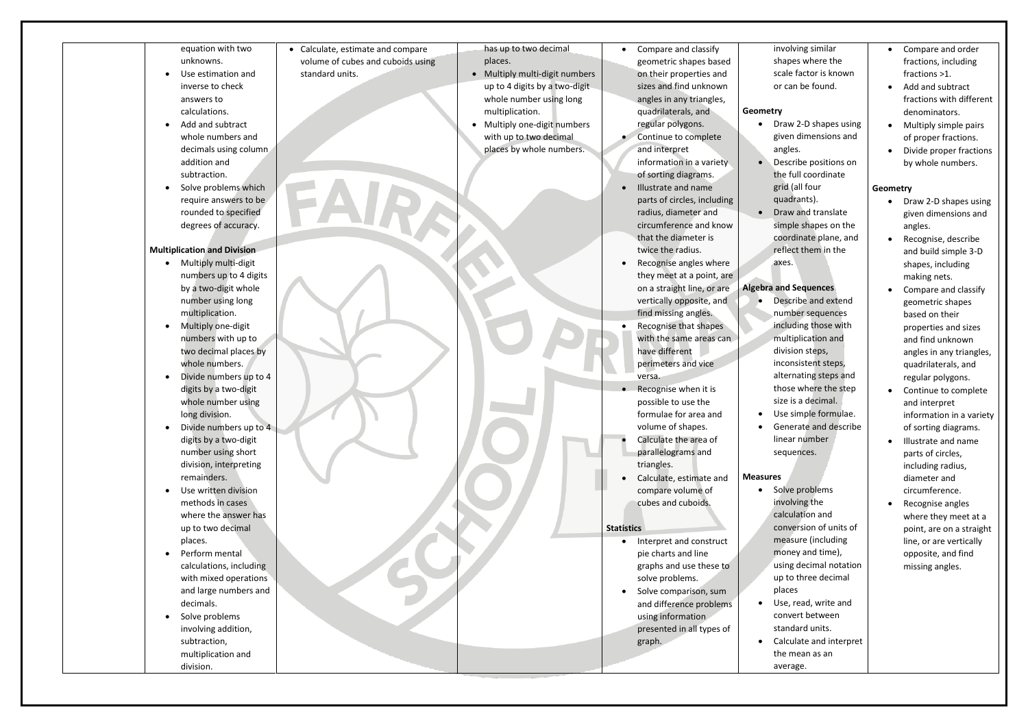| | | | | | | |
|---|---|---|---|---|---|---|
| | equation with two unknowns.<br>• Use estimation and inverse to check answers to calculations.<br>• Add and subtract whole numbers and decimals using column addition and subtraction.<br>• Solve problems which require answers to be rounded to specified degrees of accuracy.<br><br>**Multiplication and Division**<br>• Multiply multi-digit numbers up to 4 digits by a two-digit whole number using long multiplication.<br>• Multiply one-digit numbers with up to two decimal places by whole numbers.<br>• Divide numbers up to 4 digits by a two-digit whole number using long division.<br>• Divide numbers up to 4 digits by a two-digit number using short division, interpreting remainders.<br>• Use written division methods in cases where the answer has up to two decimal places.<br>• Perform mental calculations, including with mixed operations and large numbers and decimals.<br>• Solve problems involving addition, subtraction, multiplication and division. | • Calculate, estimate and compare volume of cubes and cuboids using standard units. | has up to two decimal places.<br>• Multiply multi-digit numbers up to 4 digits by a two-digit whole number using long multiplication.<br>• Multiply one-digit numbers with up to two decimal places by whole numbers. | • Compare and classify geometric shapes based on their properties and sizes and find unknown angles in any triangles, quadrilaterals, and regular polygons.<br>• Continue to complete and interpret information in a variety of sorting diagrams.<br>• Illustrate and name parts of circles, including radius, diameter and circumference and know that the diameter is twice the radius.<br>• Recognise angles where they meet at a point, are on a straight line, or are vertically opposite, and find missing angles.<br>• Recognise that shapes with the same areas can have different perimeters and vice versa.<br>• Recognise when it is possible to use the formulae for area and volume of shapes.<br>• Calculate the area of parallelograms and triangles.<br>• Calculate, estimate and compare volume of cubes and cuboids.<br><br>**Statistics**<br>• Interpret and construct pie charts and line graphs and use these to solve problems.<br>• Solve comparison, sum and difference problems using information presented in all types of graph. | involving similar shapes where the scale factor is known or can be found.<br><br>**Geometry**<br>• Draw 2-D shapes using given dimensions and angles.<br>• Describe positions on the full coordinate grid (all four quadrants).<br>• Draw and translate simple shapes on the coordinate plane, and reflect them in the axes.<br><br>**Algebra and Sequences**<br>• Describe and extend number sequences including those with multiplication and division steps, inconsistent steps, alternating steps and those where the step size is a decimal.<br>• Use simple formulae.<br>• Generate and describe linear number sequences.<br><br>**Measures**<br>• Solve problems involving the calculation and conversion of units of measure (including money and time), using decimal notation up to three decimal places<br>• Use, read, write and convert between standard units.<br>• Calculate and interpret the mean as an average. | • Compare and order fractions, including fractions >1.<br>• Add and subtract fractions with different denominators.<br>• Multiply simple pairs of proper fractions.<br>• Divide proper fractions by whole numbers.<br><br>**Geometry**<br>• Draw 2-D shapes using given dimensions and angles.<br>• Recognise, describe and build simple 3-D shapes, including making nets.<br>• Compare and classify geometric shapes based on their properties and sizes and find unknown angles in any triangles, quadrilaterals, and regular polygons.<br>• Continue to complete and interpret information in a variety of sorting diagrams.<br>• Illustrate and name parts of circles, including radius, diameter and circumference.<br>• Recognise angles where they meet at a point, are on a straight line, or are vertically opposite, and find missing angles. |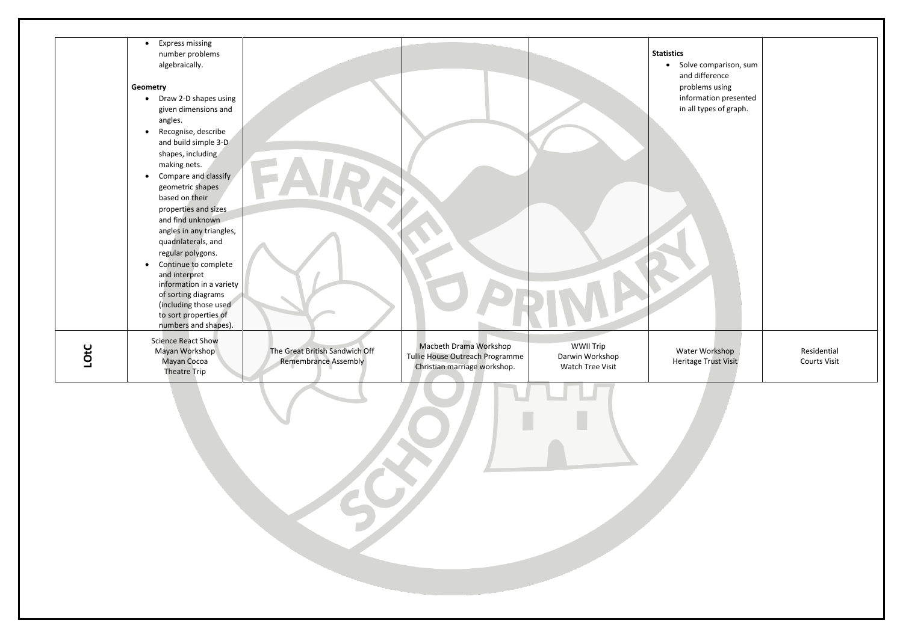| | | | | | | |
|---|---|---|---|---|---|---|
| | • Express missing number problems algebraically.<br><br>**Geometry**<br>• Draw 2-D shapes using given dimensions and angles.<br>• Recognise, describe and build simple 3-D shapes, including making nets.<br>• Compare and classify geometric shapes based on their properties and sizes and find unknown angles in any triangles, quadrilaterals, and regular polygons.<br>• Continue to complete and interpret information in a variety of sorting diagrams (including those used to sort properties of numbers and shapes). | | | | **Statistics**<br>• Solve comparison, sum and difference problems using information presented in all types of graph. | |
| **LOtC** | Science React Show<br>Mayan Workshop<br>Mayan Cocoa<br>Theatre Trip | The Great British Sandwich Off<br>Remembrance Assembly | Macbeth Drama Workshop<br>Tullie House Outreach Programme<br>Christian marriage workshop. | WWII Trip<br>Darwin Workshop<br>Watch Tree Visit | Water Workshop<br>Heritage Trust Visit | Residential<br>Courts Visit |